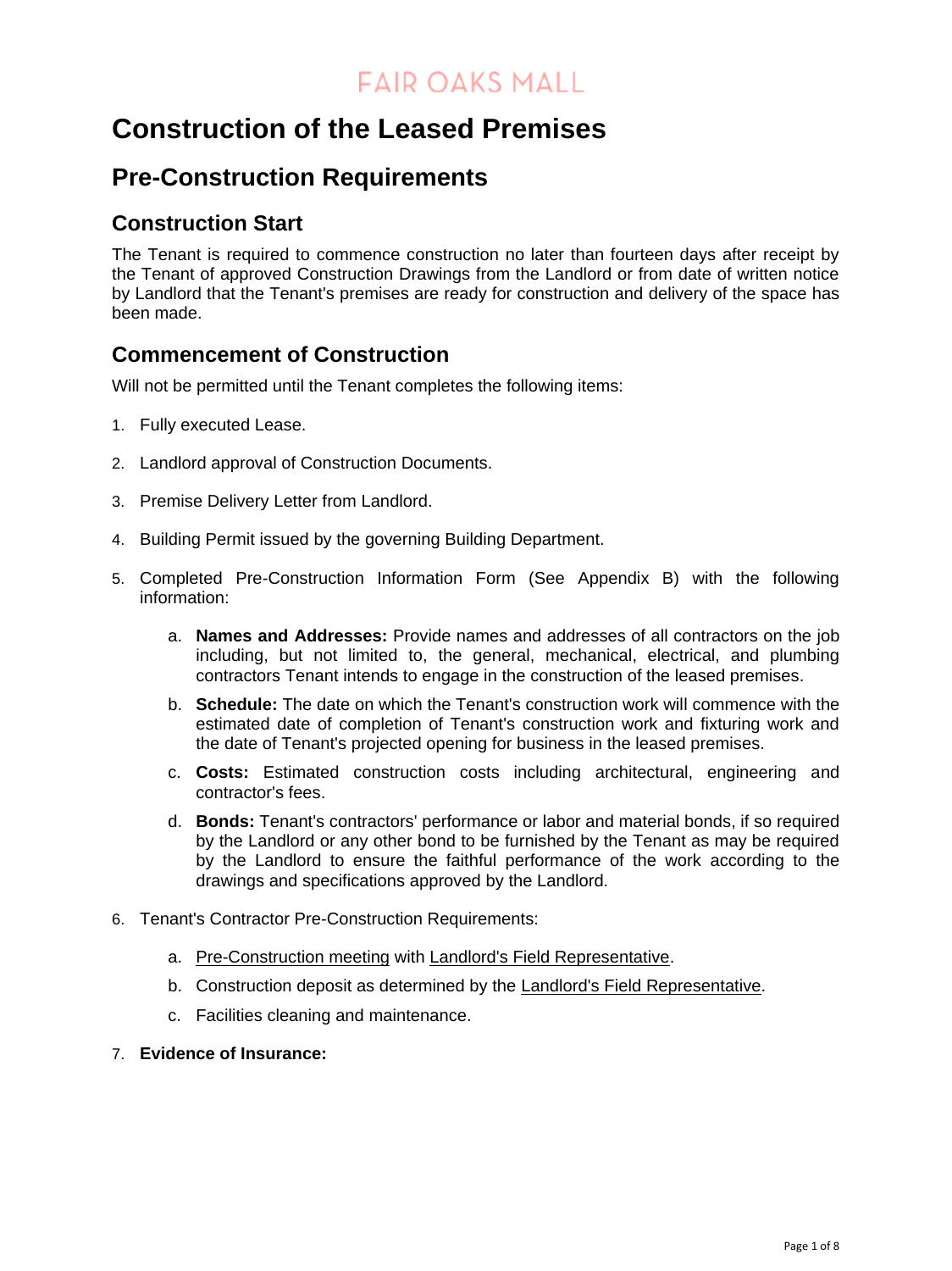FAIR OAKS MALL

# Construction of the Leased Premises

## Pre-Construction Requirements

### Construction Start

The Tenant is required to commence construction no later than fourteen days after receipt by the Tenant of approved Construction Drawings from the Landlord or from date of written notice by Landlord that the Tenant's premises are ready for construction and delivery of the space has been made.

### Commencement of Construction

Will not be permitted until the Tenant completes the following items:

1. Fully executed Lease.
2. Landlord approval of Construction Documents.
3. Premise Delivery Letter from Landlord.
4. Building Permit issued by the governing Building Department.
5. Completed Pre-Construction Information Form (See Appendix B) with the following information:
    a. **Names and Addresses:** Provide names and addresses of all contractors on the job including, but not limited to, the general, mechanical, electrical, and plumbing contractors Tenant intends to engage in the construction of the leased premises.
    b. **Schedule:** The date on which the Tenant's construction work will commence with the estimated date of completion of Tenant's construction work and fixturing work and the date of Tenant's projected opening for business in the leased premises.
    c. **Costs:** Estimated construction costs including architectural, engineering and contractor's fees.
    d. **Bonds:** Tenant's contractors' performance or labor and material bonds, if so required by the Landlord or any other bond to be furnished by the Tenant as may be required by the Landlord to ensure the faithful performance of the work according to the drawings and specifications approved by the Landlord.
6. Tenant's Contractor Pre-Construction Requirements:
    a. Pre-Construction meeting with Landlord's Field Representative.
    b. Construction deposit as determined by the Landlord's Field Representative.
    c. Facilities cleaning and maintenance.
7. **Evidence of Insurance:**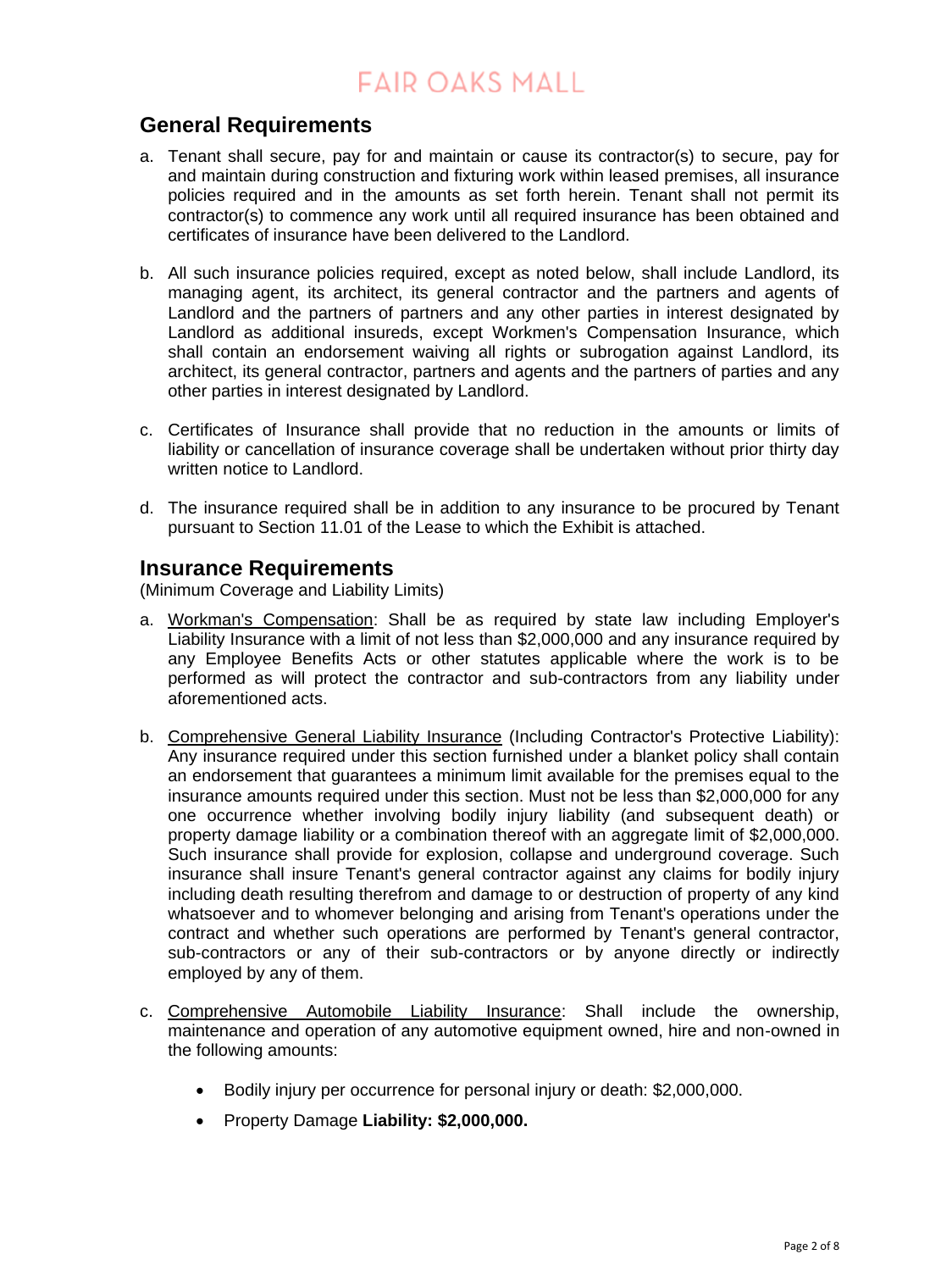## General Requirements

a. Tenant shall secure, pay for and maintain or cause its contractor(s) to secure, pay for and maintain during construction and fixturing work within leased premises, all insurance policies required and in the amounts as set forth herein. Tenant shall not permit its contractor(s) to commence any work until all required insurance has been obtained and certificates of insurance have been delivered to the Landlord.

b. All such insurance policies required, except as noted below, shall include Landlord, its managing agent, its architect, its general contractor and the partners and agents of Landlord and the partners of partners and any other parties in interest designated by Landlord as additional insureds, except Workmen's Compensation Insurance, which shall contain an endorsement waiving all rights or subrogation against Landlord, its architect, its general contractor, partners and agents and the partners of parties and any other parties in interest designated by Landlord.

c. Certificates of Insurance shall provide that no reduction in the amounts or limits of liability or cancellation of insurance coverage shall be undertaken without prior thirty day written notice to Landlord.

d. The insurance required shall be in addition to any insurance to be procured by Tenant pursuant to Section 11.01 of the Lease to which the Exhibit is attached.

## Insurance Requirements

(Minimum Coverage and Liability Limits)

a. Workman's Compensation: Shall be as required by state law including Employer's Liability Insurance with a limit of not less than $2,000,000 and any insurance required by any Employee Benefits Acts or other statutes applicable where the work is to be performed as will protect the contractor and sub-contractors from any liability under aforementioned acts.

b. Comprehensive General Liability Insurance (Including Contractor's Protective Liability): Any insurance required under this section furnished under a blanket policy shall contain an endorsement that guarantees a minimum limit available for the premises equal to the insurance amounts required under this section. Must not be less than $2,000,000 for any one occurrence whether involving bodily injury liability (and subsequent death) or property damage liability or a combination thereof with an aggregate limit of $2,000,000. Such insurance shall provide for explosion, collapse and underground coverage. Such insurance shall insure Tenant's general contractor against any claims for bodily injury including death resulting therefrom and damage to or destruction of property of any kind whatsoever and to whomever belonging and arising from Tenant's operations under the contract and whether such operations are performed by Tenant's general contractor, sub-contractors or any of their sub-contractors or by anyone directly or indirectly employed by any of them.

c. Comprehensive Automobile Liability Insurance: Shall include the ownership, maintenance and operation of any automotive equipment owned, hire and non-owned in the following amounts:

- Bodily injury per occurrence for personal injury or death: $2,000,000.
- Property Damage **Liability: $2,000,000.**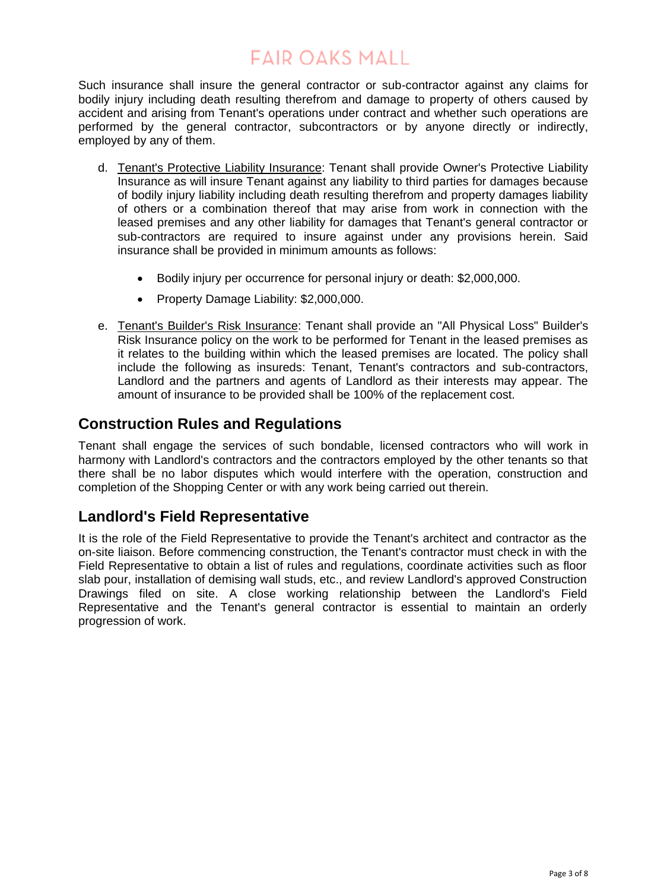Such insurance shall insure the general contractor or sub-contractor against any claims for bodily injury including death resulting therefrom and damage to property of others caused by accident and arising from Tenant's operations under contract and whether such operations are performed by the general contractor, subcontractors or by anyone directly or indirectly, employed by any of them.

d. Tenant's Protective Liability Insurance: Tenant shall provide Owner's Protective Liability Insurance as will insure Tenant against any liability to third parties for damages because of bodily injury liability including death resulting therefrom and property damages liability of others or a combination thereof that may arise from work in connection with the leased premises and any other liability for damages that Tenant's general contractor or sub-contractors are required to insure against under any provisions herein. Said insurance shall be provided in minimum amounts as follows:

   - Bodily injury per occurrence for personal injury or death: $2,000,000.
   - Property Damage Liability: $2,000,000.

e. Tenant's Builder's Risk Insurance: Tenant shall provide an "All Physical Loss" Builder's Risk Insurance policy on the work to be performed for Tenant in the leased premises as it relates to the building within which the leased premises are located. The policy shall include the following as insureds: Tenant, Tenant's contractors and sub-contractors, Landlord and the partners and agents of Landlord as their interests may appear. The amount of insurance to be provided shall be 100% of the replacement cost.

## Construction Rules and Regulations

Tenant shall engage the services of such bondable, licensed contractors who will work in harmony with Landlord's contractors and the contractors employed by the other tenants so that there shall be no labor disputes which would interfere with the operation, construction and completion of the Shopping Center or with any work being carried out therein.

## Landlord's Field Representative

It is the role of the Field Representative to provide the Tenant's architect and contractor as the on-site liaison. Before commencing construction, the Tenant's contractor must check in with the Field Representative to obtain a list of rules and regulations, coordinate activities such as floor slab pour, installation of demising wall studs, etc., and review Landlord's approved Construction Drawings filed on site. A close working relationship between the Landlord's Field Representative and the Tenant's general contractor is essential to maintain an orderly progression of work.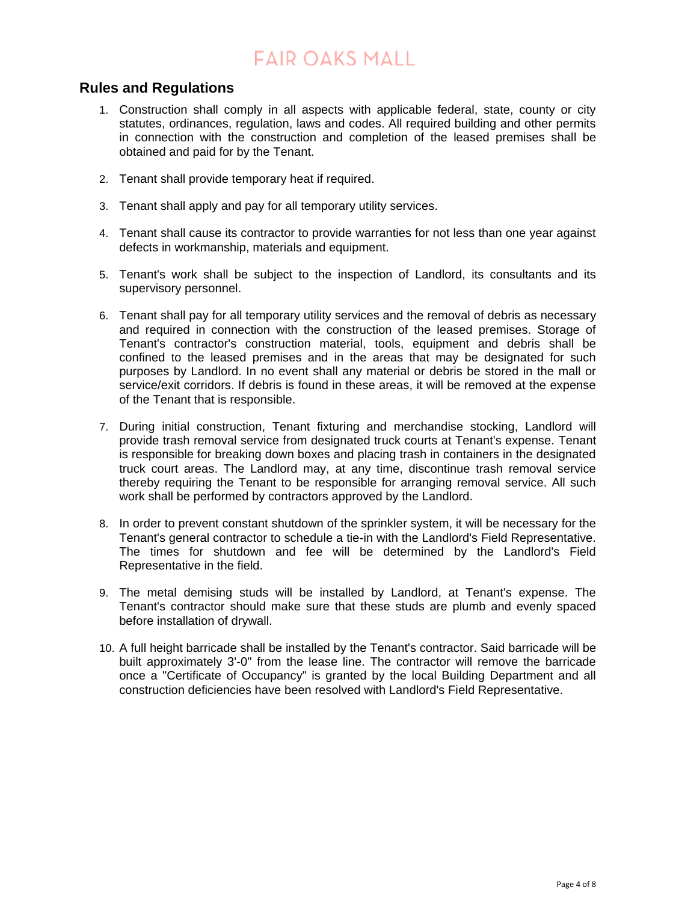# FAIR OAKS MALL

## Rules and Regulations

1. Construction shall comply in all aspects with applicable federal, state, county or city statutes, ordinances, regulation, laws and codes. All required building and other permits in connection with the construction and completion of the leased premises shall be obtained and paid for by the Tenant.

2. Tenant shall provide temporary heat if required.

3. Tenant shall apply and pay for all temporary utility services.

4. Tenant shall cause its contractor to provide warranties for not less than one year against defects in workmanship, materials and equipment.

5. Tenant's work shall be subject to the inspection of Landlord, its consultants and its supervisory personnel.

6. Tenant shall pay for all temporary utility services and the removal of debris as necessary and required in connection with the construction of the leased premises. Storage of Tenant's contractor's construction material, tools, equipment and debris shall be confined to the leased premises and in the areas that may be designated for such purposes by Landlord. In no event shall any material or debris be stored in the mall or service/exit corridors. If debris is found in these areas, it will be removed at the expense of the Tenant that is responsible.

7. During initial construction, Tenant fixturing and merchandise stocking, Landlord will provide trash removal service from designated truck courts at Tenant's expense. Tenant is responsible for breaking down boxes and placing trash in containers in the designated truck court areas. The Landlord may, at any time, discontinue trash removal service thereby requiring the Tenant to be responsible for arranging removal service. All such work shall be performed by contractors approved by the Landlord.

8. In order to prevent constant shutdown of the sprinkler system, it will be necessary for the Tenant's general contractor to schedule a tie-in with the Landlord's Field Representative. The times for shutdown and fee will be determined by the Landlord's Field Representative in the field.

9. The metal demising studs will be installed by Landlord, at Tenant's expense. The Tenant's contractor should make sure that these studs are plumb and evenly spaced before installation of drywall.

10. A full height barricade shall be installed by the Tenant's contractor. Said barricade will be built approximately 3'-0" from the lease line. The contractor will remove the barricade once a "Certificate of Occupancy" is granted by the local Building Department and all construction deficiencies have been resolved with Landlord's Field Representative.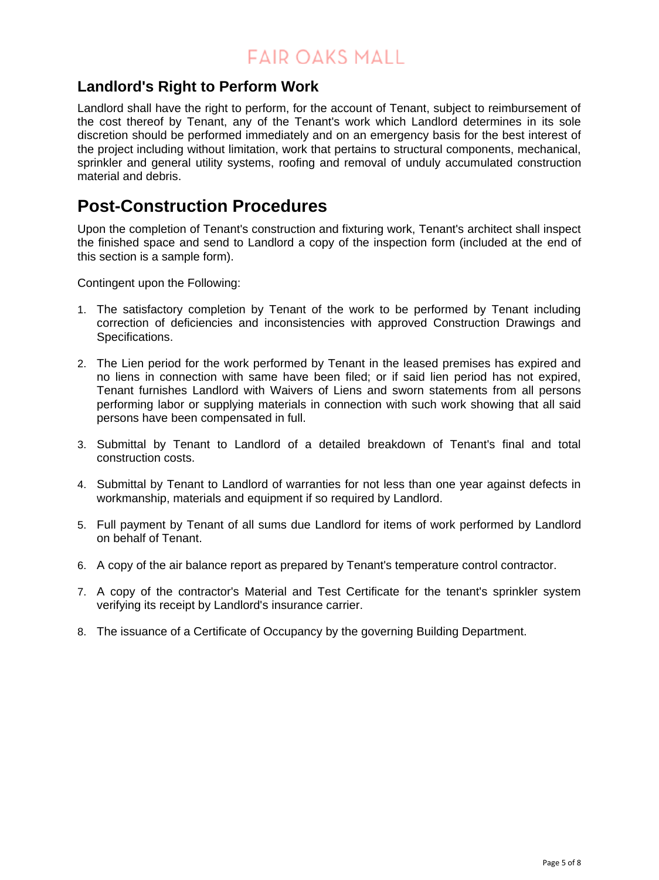## Landlord's Right to Perform Work

Landlord shall have the right to perform, for the account of Tenant, subject to reimbursement of the cost thereof by Tenant, any of the Tenant's work which Landlord determines in its sole discretion should be performed immediately and on an emergency basis for the best interest of the project including without limitation, work that pertains to structural components, mechanical, sprinkler and general utility systems, roofing and removal of unduly accumulated construction material and debris.

# Post-Construction Procedures

Upon the completion of Tenant's construction and fixturing work, Tenant's architect shall inspect the finished space and send to Landlord a copy of the inspection form (included at the end of this section is a sample form).

Contingent upon the Following:

1. The satisfactory completion by Tenant of the work to be performed by Tenant including correction of deficiencies and inconsistencies with approved Construction Drawings and Specifications.
2. The Lien period for the work performed by Tenant in the leased premises has expired and no liens in connection with same have been filed; or if said lien period has not expired, Tenant furnishes Landlord with Waivers of Liens and sworn statements from all persons performing labor or supplying materials in connection with such work showing that all said persons have been compensated in full.
3. Submittal by Tenant to Landlord of a detailed breakdown of Tenant's final and total construction costs.
4. Submittal by Tenant to Landlord of warranties for not less than one year against defects in workmanship, materials and equipment if so required by Landlord.
5. Full payment by Tenant of all sums due Landlord for items of work performed by Landlord on behalf of Tenant.
6. A copy of the air balance report as prepared by Tenant's temperature control contractor.
7. A copy of the contractor's Material and Test Certificate for the tenant's sprinkler system verifying its receipt by Landlord's insurance carrier.
8. The issuance of a Certificate of Occupancy by the governing Building Department.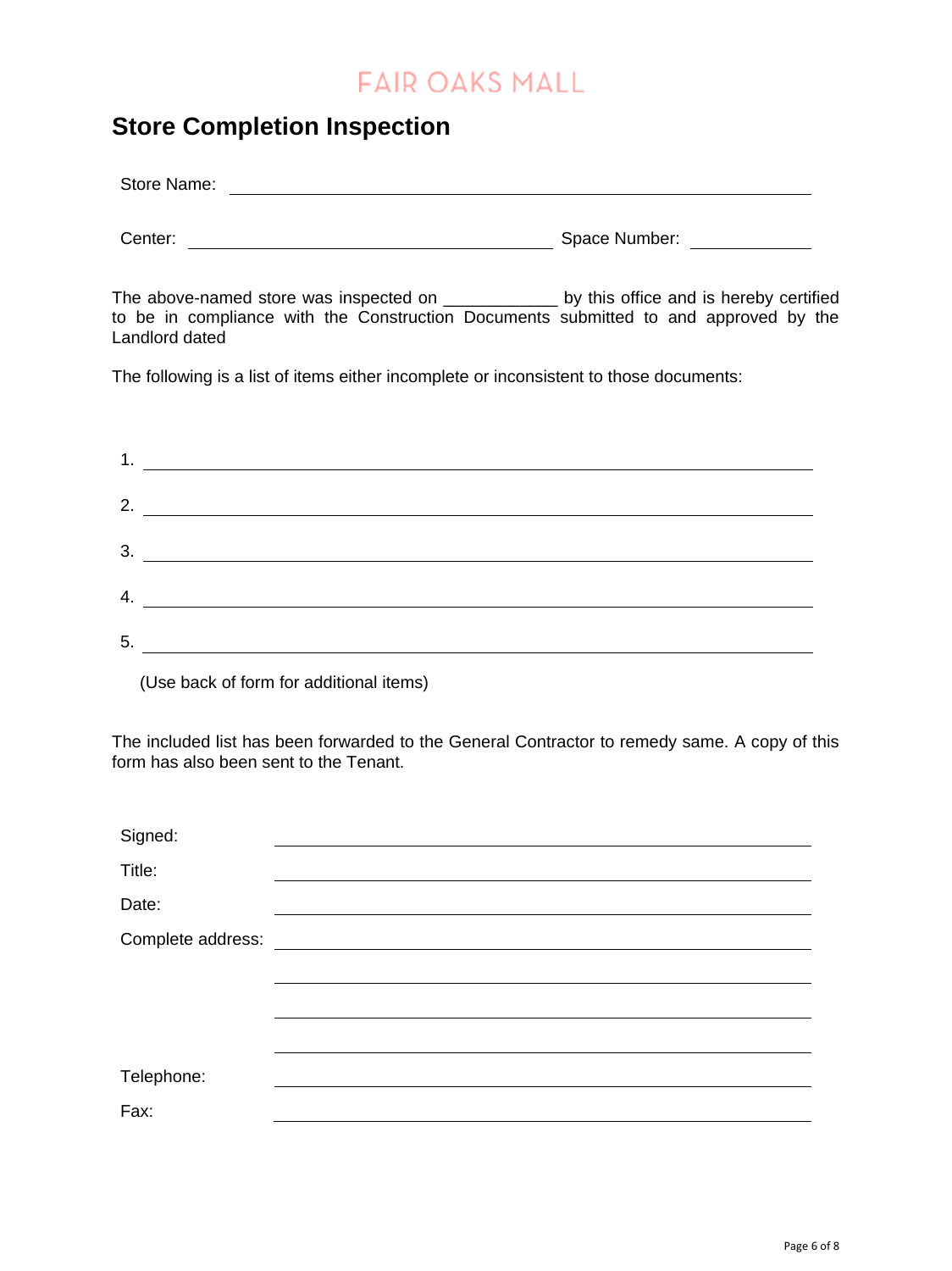FAIR OAKS MALL

# Store Completion Inspection

Store Name: ______________________________________________

Center: ______________________________ Space Number: __________

The above-named store was inspected on ____________ by this office and is hereby certified to be in compliance with the Construction Documents submitted to and approved by the Landlord dated

The following is a list of items either incomplete or inconsistent to those documents:

1. ______________________________________________
2. ______________________________________________
3. ______________________________________________
4. ______________________________________________
5. ______________________________________________

(Use back of form for additional items)

The included list has been forwarded to the General Contractor to remedy same. A copy of this form has also been sent to the Tenant.

Signed: ______________________________________________

Title: ______________________________________________

Date: ______________________________________________

Complete address: ______________________________________________

______________________________________________

______________________________________________

______________________________________________

Telephone: ______________________________________________

Fax: ______________________________________________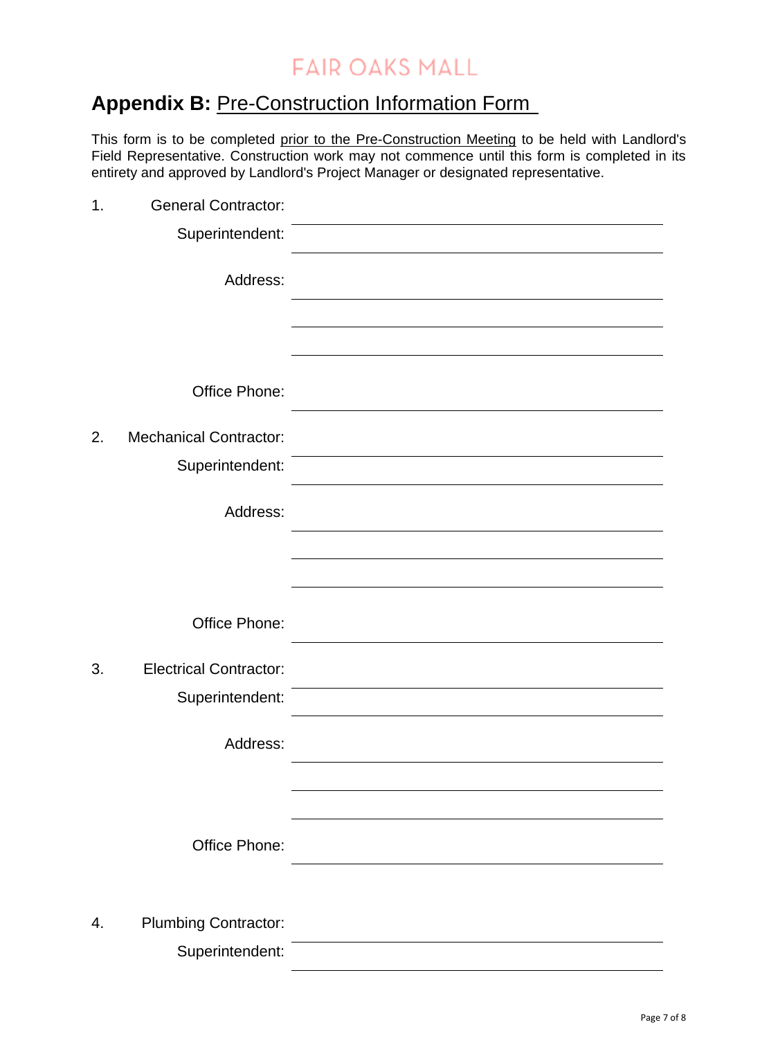## **Appendix B:** Pre-Construction Information Form

This form is to be completed prior to the Pre-Construction Meeting to be held with Landlord's Field Representative. Construction work may not commence until this form is completed in its entirety and approved by Landlord's Project Manager or designated representative.

1. General Contractor: ______________________________

   Superintendent: ______________________________

   Address: ______________________________

   ______________________________

   ______________________________

   Office Phone: ______________________________

2. Mechanical Contractor: ______________________________

   Superintendent: ______________________________

   Address: ______________________________

   ______________________________

   ______________________________

   Office Phone: ______________________________

3. Electrical Contractor: ______________________________

   Superintendent: ______________________________

   Address: ______________________________

   ______________________________

   ______________________________

   Office Phone: ______________________________

4. Plumbing Contractor: ______________________________

   Superintendent: ______________________________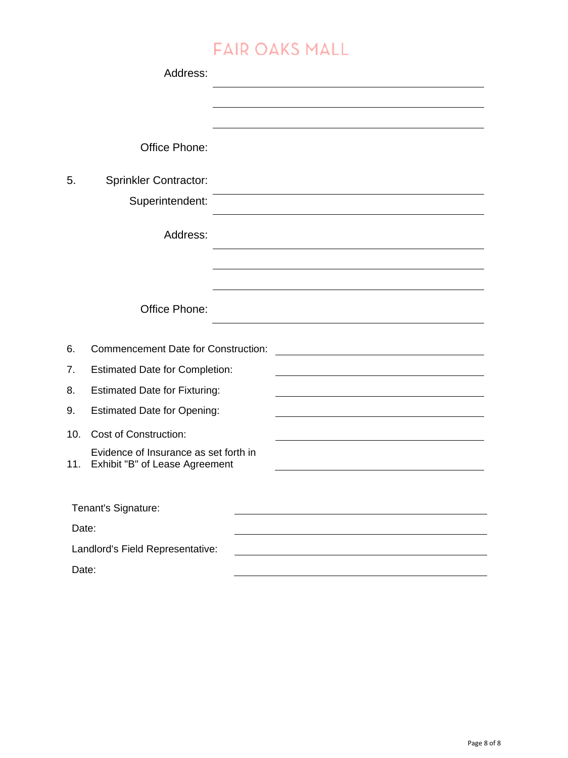FAIR OAKS MALL

Address: ______________________________

______________________________

______________________________

Office Phone:

5. Sprinkler Contractor: ______________________________

Superintendent: ______________________________

Address: ______________________________

______________________________

______________________________

Office Phone: ______________________________

6. Commencement Date for Construction: ______________________________

7. Estimated Date for Completion: ______________________________

8. Estimated Date for Fixturing: ______________________________

9. Estimated Date for Opening: ______________________________

10. Cost of Construction: ______________________________

11. Evidence of Insurance as set forth in Exhibit "B" of Lease Agreement ______________________________

Tenant's Signature: ______________________________

Date: ______________________________

Landlord's Field Representative: ______________________________

Date: ______________________________